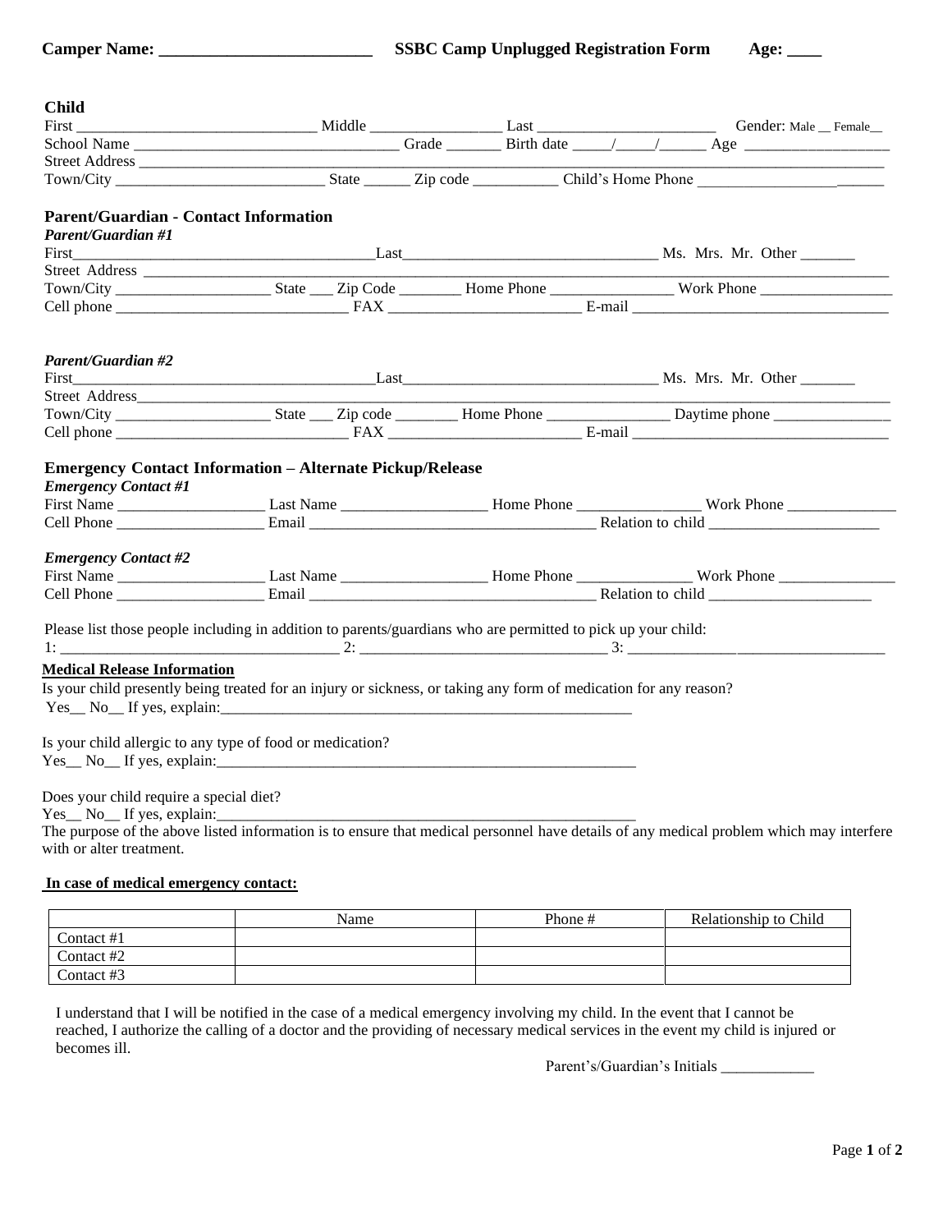**Camper Name: ________________________ SSBC Camp Unplugged Registration Form Age: ____**

## Child

First ______________________________ Middle ________________ Last ______________________ Gender: Male __ Female__

School Name ________________________________ Grade _______ Birth date _____/_____/______ Age __________________

Street Address ______________________________________________________________________________________

Town/City ___________________________ State ______ Zip code ___________ Child's Home Phone ________________________

## Parent/Guardian - Contact Information

***Parent/Guardian #1***

First_______________________________________Last________________________________ Ms. Mrs. Mr. Other _______

Street Address ______________________________________________________________________________________

Town/City ___________________ State ___ Zip Code ________ Home Phone _______________ Work Phone _________________

Cell phone ______________________________ FAX ________________________ E-mail _________________________________

***Parent/Guardian #2***

First_______________________________________Last________________________________ Ms. Mrs. Mr. Other _______

Street Address______________________________________________________________________________________

Town/City ___________________ State ___ Zip code ________ Home Phone _______________ Daytime phone _______________

Cell phone ______________________________ FAX ________________________ E-mail _________________________________

## Emergency Contact Information – Alternate Pickup/Release

***Emergency Contact #1***

First Name __________________ Last Name __________________ Home Phone _______________ Work Phone ______________

Cell Phone __________________ Email ____________________________________ Relation to child ______________________

***Emergency Contact #2***

First Name __________________ Last Name __________________ Home Phone _______________ Work Phone _______________

Cell Phone __________________ Email ____________________________________ Relation to child _____________________

Please list those people including in addition to parents/guardians who are permitted to pick up your child:

1: ___________________________________ 2: _______________________________ 3: __________________________________

**Medical Release Information**

Is your child presently being treated for an injury or sickness, or taking any form of medication for any reason?

Yes__ No__ If yes, explain:_______________________________________________________

Is your child allergic to any type of food or medication?

Yes__ No__ If yes, explain:_______________________________________________________

Does your child require a special diet?

Yes__ No__ If yes, explain:_______________________________________________________

The purpose of the above listed information is to ensure that medical personnel have details of any medical problem which may interfere with or alter treatment.

**In case of medical emergency contact:**

| | Name | Phone # | Relationship to Child |
|---|---|---|---|
| Contact #1 | | | |
| Contact #2 | | | |
| Contact #3 | | | |

I understand that I will be notified in the case of a medical emergency involving my child. In the event that I cannot be reached, I authorize the calling of a doctor and the providing of necessary medical services in the event my child is injured or becomes ill.

Parent's/Guardian's Initials ____________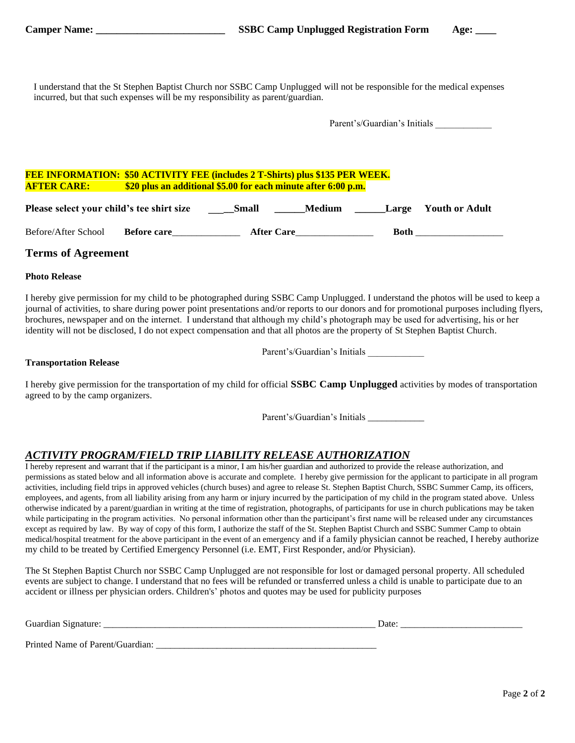**Camper Name: ________________________ SSBC Camp Unplugged Registration Form Age: ____**

I understand that the St Stephen Baptist Church nor SSBC Camp Unplugged will not be responsible for the medical expenses incurred, but that such expenses will be my responsibility as parent/guardian.

Parent's/Guardian's Initials ___________

**FEE INFORMATION: $50 ACTIVITY FEE (includes 2 T-Shirts) plus $135 PER WEEK.**
**AFTER CARE: $20 plus an additional $5.00 for each minute after 6:00 p.m.**

**Please select your child's tee shirt size _____Small ______Medium ______Large Youth or Adult**

Before/After School **Before care**_____________ **After Care**_______________ **Both** _________________

## Terms of Agreement

**Photo Release**

I hereby give permission for my child to be photographed during SSBC Camp Unplugged. I understand the photos will be used to keep a journal of activities, to share during power point presentations and/or reports to our donors and for promotional purposes including flyers, brochures, newspaper and on the internet. I understand that although my child's photograph may be used for advertising, his or her identity will not be disclosed, I do not expect compensation and that all photos are the property of St Stephen Baptist Church.

Parent's/Guardian's Initials ___________

**Transportation Release**

I hereby give permission for the transportation of my child for official **SSBC Camp Unplugged** activities by modes of transportation agreed to by the camp organizers.

Parent's/Guardian's Initials ___________

## *ACTIVITY PROGRAM/FIELD TRIP LIABILITY RELEASE AUTHORIZATION*

I hereby represent and warrant that if the participant is a minor, I am his/her guardian and authorized to provide the release authorization, and permissions as stated below and all information above is accurate and complete. I hereby give permission for the applicant to participate in all program activities, including field trips in approved vehicles (church buses) and agree to release St. Stephen Baptist Church, SSBC Summer Camp, its officers, employees, and agents, from all liability arising from any harm or injury incurred by the participation of my child in the program stated above. Unless otherwise indicated by a parent/guardian in writing at the time of registration, photographs, of participants for use in church publications may be taken while participating in the program activities. No personal information other than the participant's first name will be released under any circumstances except as required by law. By way of copy of this form, I authorize the staff of the St. Stephen Baptist Church and SSBC Summer Camp to obtain medical/hospital treatment for the above participant in the event of an emergency and if a family physician cannot be reached, I hereby authorize my child to be treated by Certified Emergency Personnel (i.e. EMT, First Responder, and/or Physician).

The St Stephen Baptist Church nor SSBC Camp Unplugged are not responsible for lost or damaged personal property. All scheduled events are subject to change. I understand that no fees will be refunded or transferred unless a child is unable to participate due to an accident or illness per physician orders. Children's' photos and quotes may be used for publicity purposes

Guardian Signature: ________________________________________________________ Date: ________________________

Printed Name of Parent/Guardian: _____________________________________________